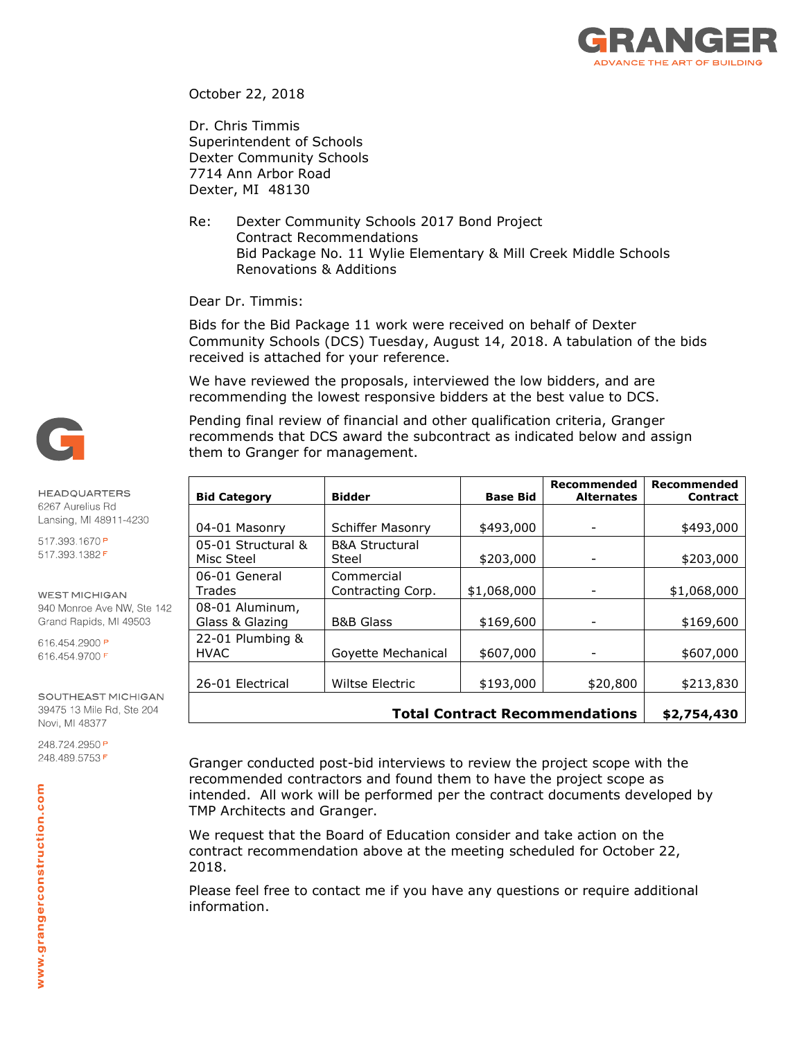October 22, 2018

Dr. Chris Timmis
Superintendent of Schools
Dexter Community Schools
7714 Ann Arbor Road
Dexter, MI 48130

Re: Dexter Community Schools 2017 Bond Project
Contract Recommendations
Bid Package No. 11 Wylie Elementary & Mill Creek Middle Schools
Renovations & Additions

Dear Dr. Timmis:

Bids for the Bid Package 11 work were received on behalf of Dexter Community Schools (DCS) Tuesday, August 14, 2018. A tabulation of the bids received is attached for your reference.

We have reviewed the proposals, interviewed the low bidders, and are recommending the lowest responsive bidders at the best value to DCS.

Pending final review of financial and other qualification criteria, Granger recommends that DCS award the subcontract as indicated below and assign them to Granger for management.

| Bid Category | Bidder | Base Bid | Recommended Alternates | Recommended Contract |
|---|---|---|---|---|
| 04-01 Masonry | Schiffer Masonry | $493,000 | - | $493,000 |
| 05-01 Structural & Misc Steel | B&A Structural Steel | $203,000 | - | $203,000 |
| 06-01 General Trades | Commercial Contracting Corp. | $1,068,000 | - | $1,068,000 |
| 08-01 Aluminum, Glass & Glazing | B&B Glass | $169,600 | - | $169,600 |
| 22-01 Plumbing & HVAC | Goyette Mechanical | $607,000 | - | $607,000 |
| 26-01 Electrical | Wiltse Electric | $193,000 | $20,800 | $213,830 |
| | | | **Total Contract Recommendations** | **$2,754,430** |

Granger conducted post-bid interviews to review the project scope with the recommended contractors and found them to have the project scope as intended. All work will be performed per the contract documents developed by TMP Architects and Granger.

We request that the Board of Education consider and take action on the contract recommendation above at the meeting scheduled for October 22, 2018.

Please feel free to contact me if you have any questions or require additional information.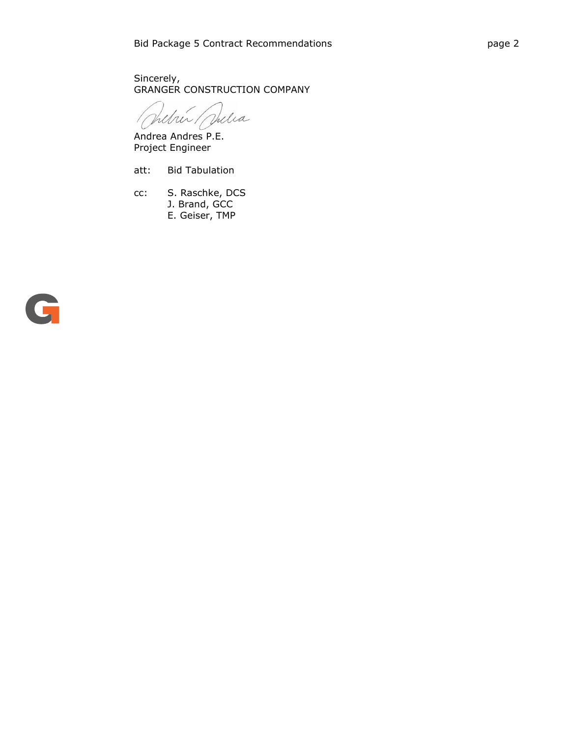Sincerely,
GRANGER CONSTRUCTION COMPANY

Andrea Andres P.E.
Project Engineer

att: Bid Tabulation

cc: S. Raschke, DCS
J. Brand, GCC
E. Geiser, TMP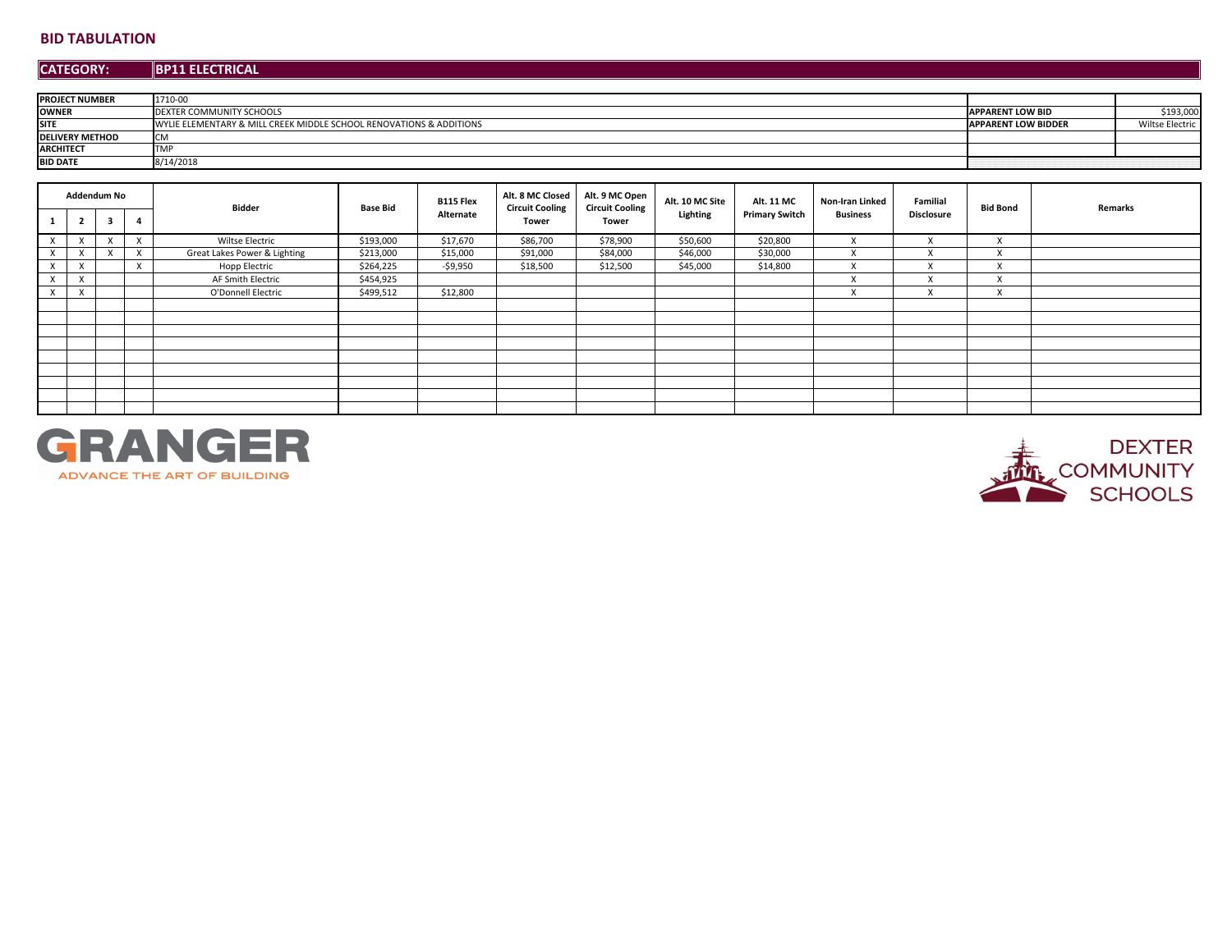## BID TABULATION

| CATEGORY: | BP11 ELECTRICAL |
|---|---|

| | | | |
|---|---|---|---|
| **PROJECT NUMBER** | 1710-00 | | |
| **OWNER** | DEXTER COMMUNITY SCHOOLS | **APPARENT LOW BID** | $193,000 |
| **SITE** | WYLIE ELEMENTARY & MILL CREEK MIDDLE SCHOOL RENOVATIONS & ADDITIONS | **APPARENT LOW BIDDER** | Wiltse Electric |
| **DELIVERY METHOD** | CM | | |
| **ARCHITECT** | TMP | | |
| **BID DATE** | 8/14/2018 | | |

| Addendum No | | | | Bidder | Base Bid | B115 Flex Alternate | Alt. 8 MC Closed Circuit Cooling Tower | Alt. 9 MC Open Circuit Cooling Tower | Alt. 10 MC Site Lighting | Alt. 11 MC Primary Switch | Non-Iran Linked Business | Familial Disclosure | Bid Bond | Remarks |
|---|---|---|---|---|---|---|---|---|---|---|---|---|---|---|
| 1 | 2 | 3 | 4 | | | | | | | | | | | |
| X | X | X | X | Wiltse Electric | $193,000 | $17,670 | $86,700 | $78,900 | $50,600 | $20,800 | X | X | X | |
| X | X | X | X | Great Lakes Power & Lighting | $213,000 | $15,000 | $91,000 | $84,000 | $46,000 | $30,000 | X | X | X | |
| X | X | | X | Hopp Electric | $264,225 | -$9,950 | $18,500 | $12,500 | $45,000 | $14,800 | X | X | X | |
| X | X | | | AF Smith Electric | $454,925 | | | | | | X | X | X | |
| X | X | | | O'Donnell Electric | $499,512 | $12,800 | | | | | X | X | X | |

GRANGER
ADVANCE THE ART OF BUILDING

DEXTER COMMUNITY SCHOOLS